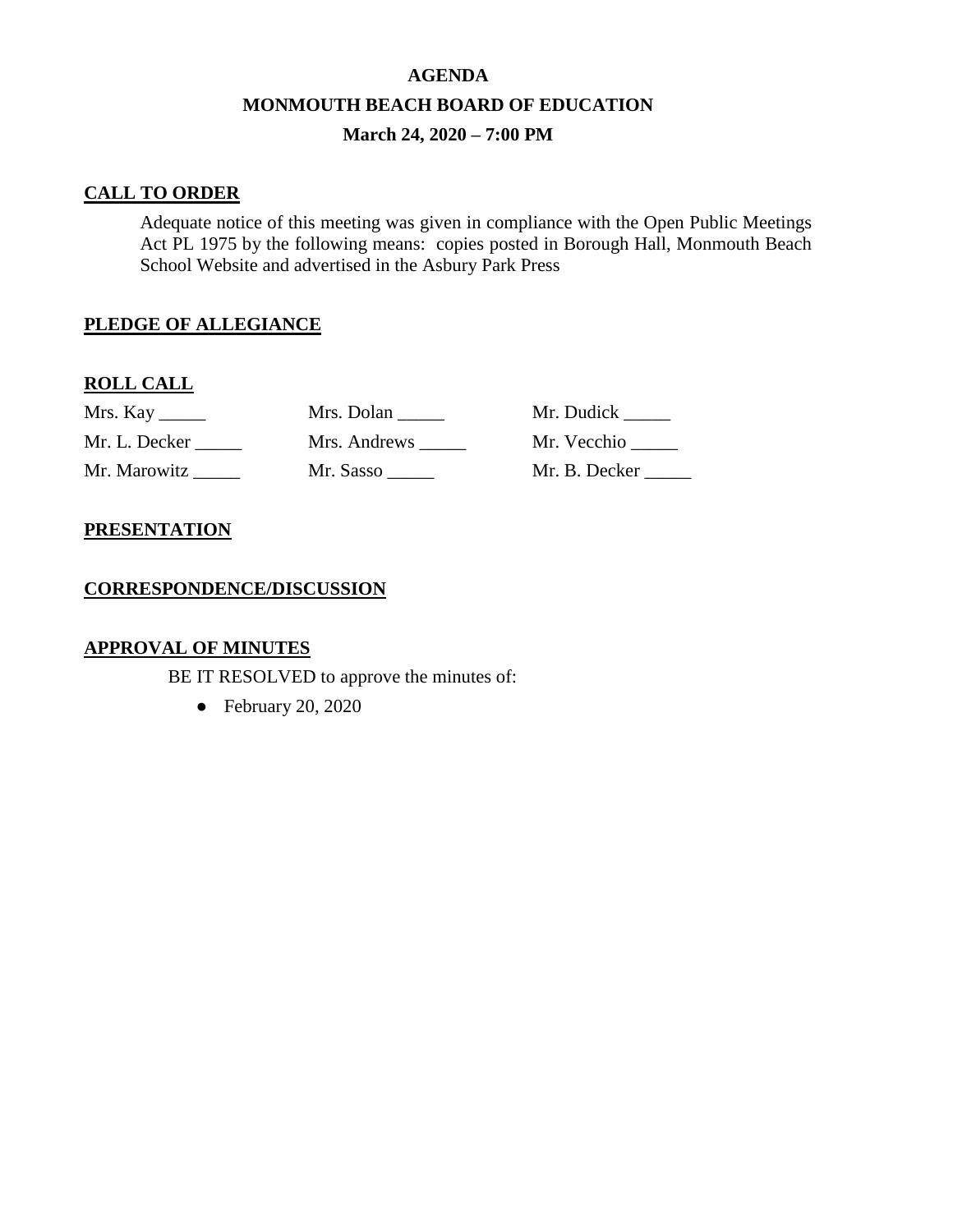# AGENDA

## MONMOUTH BEACH BOARD OF EDUCATION

### March 24, 2020 – 7:00 PM

**CALL TO ORDER**

Adequate notice of this meeting was given in compliance with the Open Public Meetings Act PL 1975 by the following means: copies posted in Borough Hall, Monmouth Beach School Website and advertised in the Asbury Park Press

**PLEDGE OF ALLEGIANCE**

**ROLL CALL**

| | | |
|---|---|---|
| Mrs. Kay _____ | Mrs. Dolan _____ | Mr. Dudick _____ |
| Mr. L. Decker _____ | Mrs. Andrews _____ | Mr. Vecchio _____ |
| Mr. Marowitz _____ | Mr. Sasso _____ | Mr. B. Decker _____ |

**PRESENTATION**

**CORRESPONDENCE/DISCUSSION**

**APPROVAL OF MINUTES**

BE IT RESOLVED to approve the minutes of:

- February 20, 2020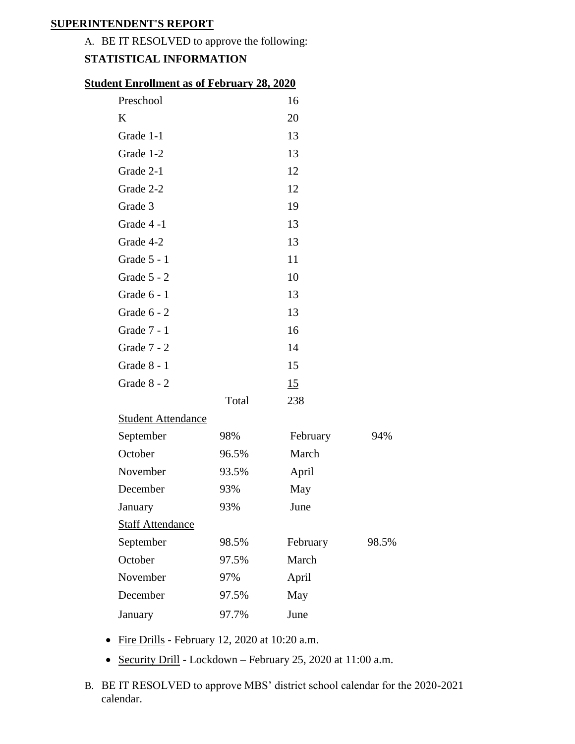**SUPERINTENDENT'S REPORT**

A. BE IT RESOLVED to approve the following:

**STATISTICAL INFORMATION**

**Student Enrollment as of February 28, 2020**

| | | |
|---|---|---|
| Preschool | | 16 |
| K | | 20 |
| Grade 1-1 | | 13 |
| Grade 1-2 | | 13 |
| Grade 2-1 | | 12 |
| Grade 2-2 | | 12 |
| Grade 3 | | 19 |
| Grade 4 -1 | | 13 |
| Grade 4-2 | | 13 |
| Grade 5 - 1 | | 11 |
| Grade 5 - 2 | | 10 |
| Grade 6 - 1 | | 13 |
| Grade 6 - 2 | | 13 |
| Grade 7 - 1 | | 16 |
| Grade 7 - 2 | | 14 |
| Grade 8 - 1 | | 15 |
| Grade 8 - 2 | | 15 |
| | Total | 238 |

**Student Attendance**

| | | | |
|---|---|---|---|
| September | 98% | February | 94% |
| October | 96.5% | March | |
| November | 93.5% | April | |
| December | 93% | May | |
| January | 93% | June | |

**Staff Attendance**

| | | | |
|---|---|---|---|
| September | 98.5% | February | 98.5% |
| October | 97.5% | March | |
| November | 97% | April | |
| December | 97.5% | May | |
| January | 97.7% | June | |

- Fire Drills - February 12, 2020 at 10:20 a.m.
- Security Drill - Lockdown – February 25, 2020 at 11:00 a.m.

B. BE IT RESOLVED to approve MBS' district school calendar for the 2020-2021 calendar.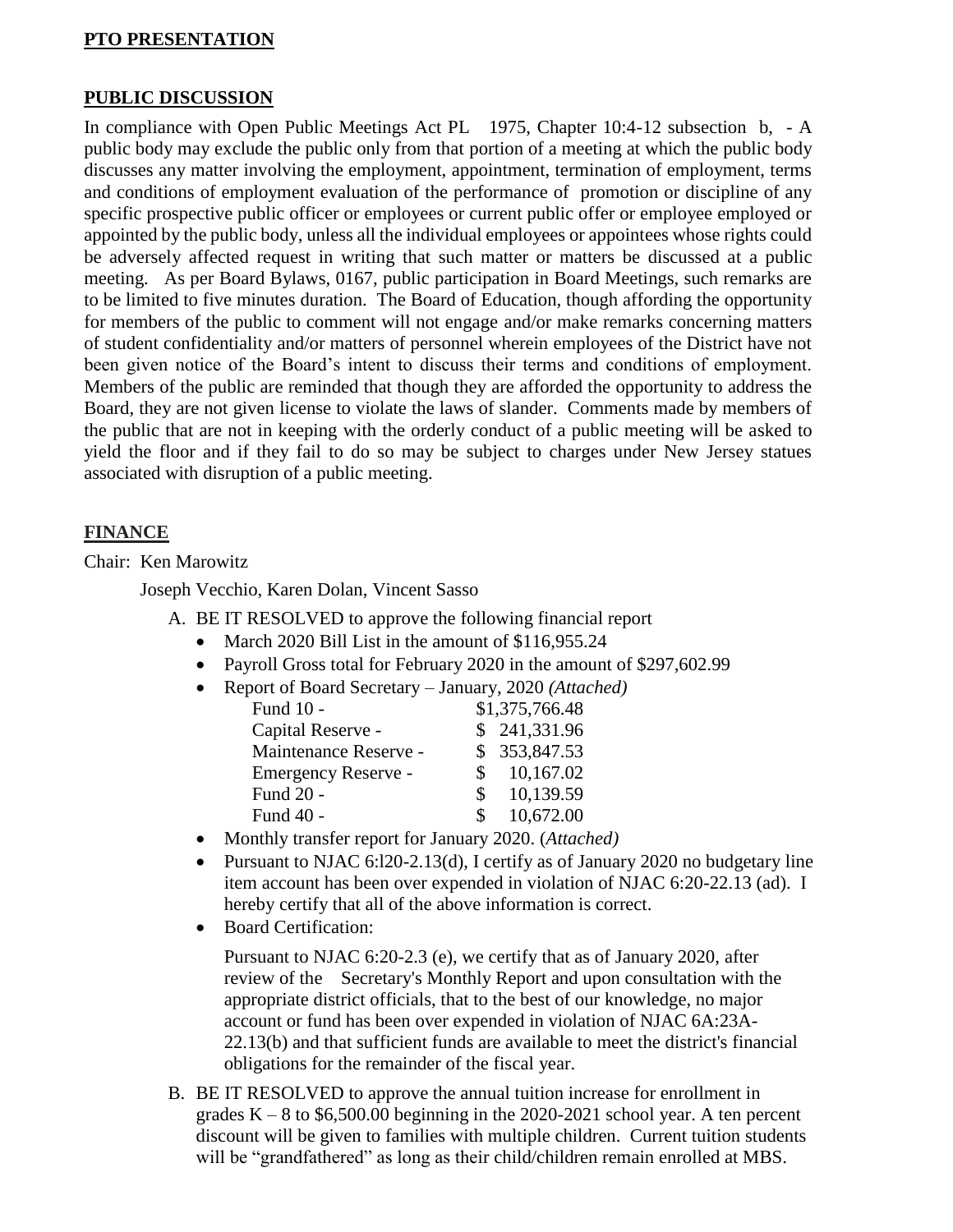## **PTO PRESENTATION**

## **PUBLIC DISCUSSION**

In compliance with Open Public Meetings Act PL 1975, Chapter 10:4-12 subsection b, - A public body may exclude the public only from that portion of a meeting at which the public body discusses any matter involving the employment, appointment, termination of employment, terms and conditions of employment evaluation of the performance of promotion or discipline of any specific prospective public officer or employees or current public offer or employee employed or appointed by the public body, unless all the individual employees or appointees whose rights could be adversely affected request in writing that such matter or matters be discussed at a public meeting. As per Board Bylaws, 0167, public participation in Board Meetings, such remarks are to be limited to five minutes duration. The Board of Education, though affording the opportunity for members of the public to comment will not engage and/or make remarks concerning matters of student confidentiality and/or matters of personnel wherein employees of the District have not been given notice of the Board's intent to discuss their terms and conditions of employment. Members of the public are reminded that though they are afforded the opportunity to address the Board, they are not given license to violate the laws of slander. Comments made by members of the public that are not in keeping with the orderly conduct of a public meeting will be asked to yield the floor and if they fail to do so may be subject to charges under New Jersey statues associated with disruption of a public meeting.

## **FINANCE**

Chair: Ken Marowitz

Joseph Vecchio, Karen Dolan, Vincent Sasso

A. BE IT RESOLVED to approve the following financial report
   - March 2020 Bill List in the amount of $116,955.24
   - Payroll Gross total for February 2020 in the amount of $297,602.99
   - Report of Board Secretary – January, 2020 *(Attached)*

     | | |
     |---|---|
     | Fund 10 - | $1,375,766.48 |
     | Capital Reserve - | $ 241,331.96 |
     | Maintenance Reserve - | $ 353,847.53 |
     | Emergency Reserve - | $ 10,167.02 |
     | Fund 20 - | $ 10,139.59 |
     | Fund 40 - | $ 10,672.00 |

   - Monthly transfer report for January 2020. (*Attached)*
   - Pursuant to NJAC 6:l20-2.13(d), I certify as of January 2020 no budgetary line item account has been over expended in violation of NJAC 6:20-22.13 (ad). I hereby certify that all of the above information is correct.
   - Board Certification:

     Pursuant to NJAC 6:20-2.3 (e), we certify that as of January 2020, after review of the Secretary's Monthly Report and upon consultation with the appropriate district officials, that to the best of our knowledge, no major account or fund has been over expended in violation of NJAC 6A:23A-22.13(b) and that sufficient funds are available to meet the district's financial obligations for the remainder of the fiscal year.

B. BE IT RESOLVED to approve the annual tuition increase for enrollment in grades K – 8 to $6,500.00 beginning in the 2020-2021 school year. A ten percent discount will be given to families with multiple children. Current tuition students will be "grandfathered" as long as their child/children remain enrolled at MBS.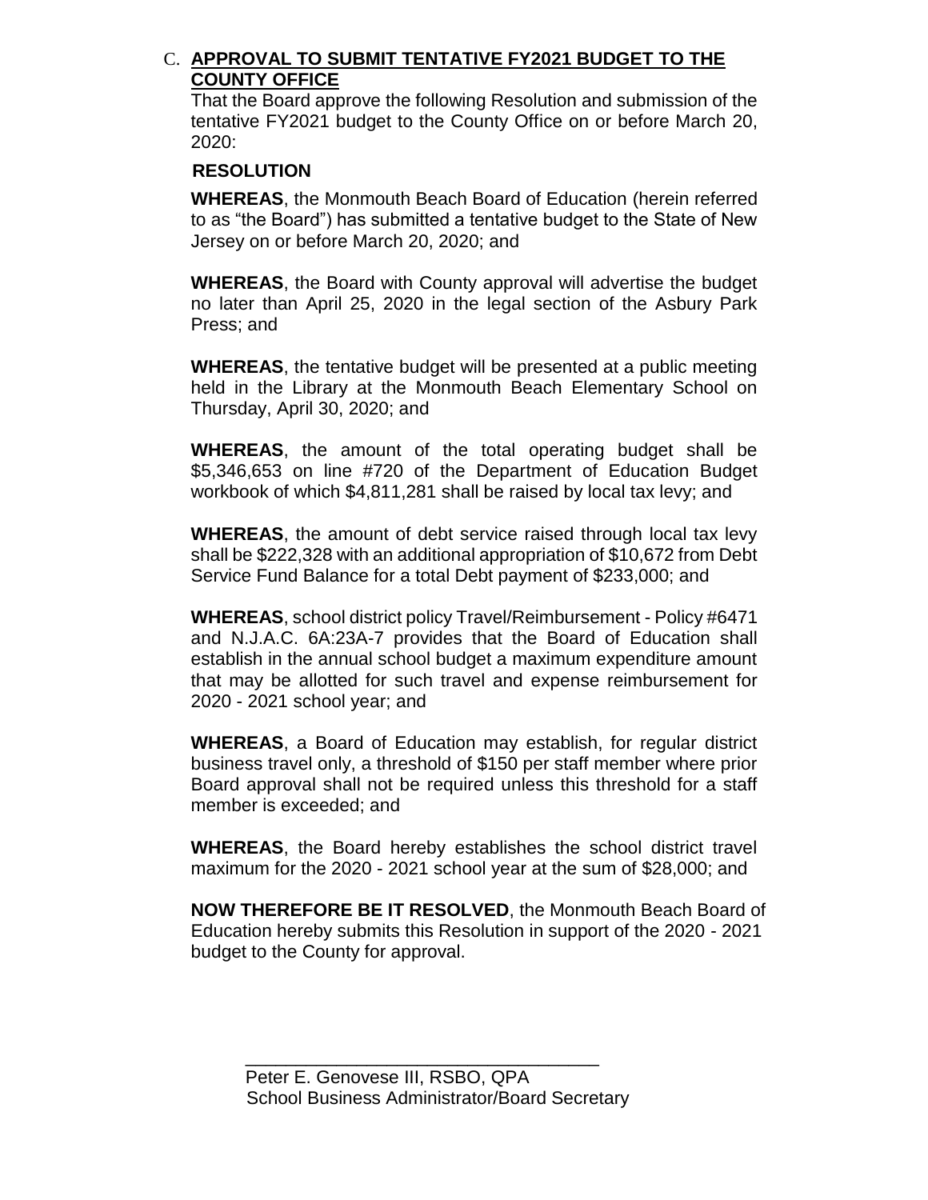C. **APPROVAL TO SUBMIT TENTATIVE FY2021 BUDGET TO THE COUNTY OFFICE**

That the Board approve the following Resolution and submission of the tentative FY2021 budget to the County Office on or before March 20, 2020:

**RESOLUTION**

**WHEREAS**, the Monmouth Beach Board of Education (herein referred to as "the Board") has submitted a tentative budget to the State of New Jersey on or before March 20, 2020; and

**WHEREAS**, the Board with County approval will advertise the budget no later than April 25, 2020 in the legal section of the Asbury Park Press; and

**WHEREAS**, the tentative budget will be presented at a public meeting held in the Library at the Monmouth Beach Elementary School on Thursday, April 30, 2020; and

**WHEREAS**, the amount of the total operating budget shall be $5,346,653 on line #720 of the Department of Education Budget workbook of which $4,811,281 shall be raised by local tax levy; and

**WHEREAS**, the amount of debt service raised through local tax levy shall be $222,328 with an additional appropriation of $10,672 from Debt Service Fund Balance for a total Debt payment of $233,000; and

**WHEREAS**, school district policy Travel/Reimbursement - Policy #6471 and N.J.A.C. 6A:23A-7 provides that the Board of Education shall establish in the annual school budget a maximum expenditure amount that may be allotted for such travel and expense reimbursement for 2020 - 2021 school year; and

**WHEREAS**, a Board of Education may establish, for regular district business travel only, a threshold of $150 per staff member where prior Board approval shall not be required unless this threshold for a staff member is exceeded; and

**WHEREAS**, the Board hereby establishes the school district travel maximum for the 2020 - 2021 school year at the sum of $28,000; and

**NOW THEREFORE BE IT RESOLVED**, the Monmouth Beach Board of Education hereby submits this Resolution in support of the 2020 - 2021 budget to the County for approval.

\_\_\_\_\_\_\_\_\_\_\_\_\_\_\_\_\_\_\_\_\_\_\_\_\_\_\_\_\_\_\_\_\_\_\_\_

Peter E. Genovese III, RSBO, QPA
School Business Administrator/Board Secretary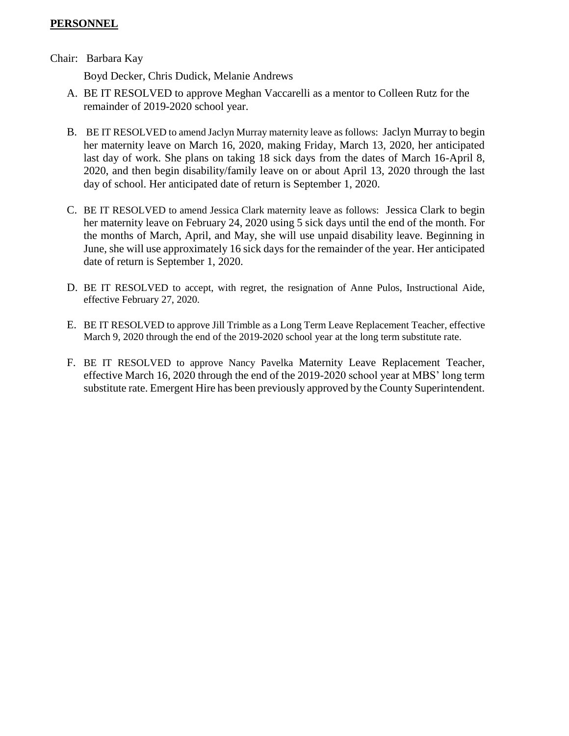**PERSONNEL**

Chair: Barbara Kay

Boyd Decker, Chris Dudick, Melanie Andrews

A. BE IT RESOLVED to approve Meghan Vaccarelli as a mentor to Colleen Rutz for the remainder of 2019-2020 school year.

B. BE IT RESOLVED to amend Jaclyn Murray maternity leave as follows: Jaclyn Murray to begin her maternity leave on March 16, 2020, making Friday, March 13, 2020, her anticipated last day of work. She plans on taking 18 sick days from the dates of March 16-April 8, 2020, and then begin disability/family leave on or about April 13, 2020 through the last day of school. Her anticipated date of return is September 1, 2020.

C. BE IT RESOLVED to amend Jessica Clark maternity leave as follows: Jessica Clark to begin her maternity leave on February 24, 2020 using 5 sick days until the end of the month. For the months of March, April, and May, she will use unpaid disability leave. Beginning in June, she will use approximately 16 sick days for the remainder of the year. Her anticipated date of return is September 1, 2020.

D. BE IT RESOLVED to accept, with regret, the resignation of Anne Pulos, Instructional Aide, effective February 27, 2020.

E. BE IT RESOLVED to approve Jill Trimble as a Long Term Leave Replacement Teacher, effective March 9, 2020 through the end of the 2019-2020 school year at the long term substitute rate.

F. BE IT RESOLVED to approve Nancy Pavelka Maternity Leave Replacement Teacher, effective March 16, 2020 through the end of the 2019-2020 school year at MBS' long term substitute rate. Emergent Hire has been previously approved by the County Superintendent.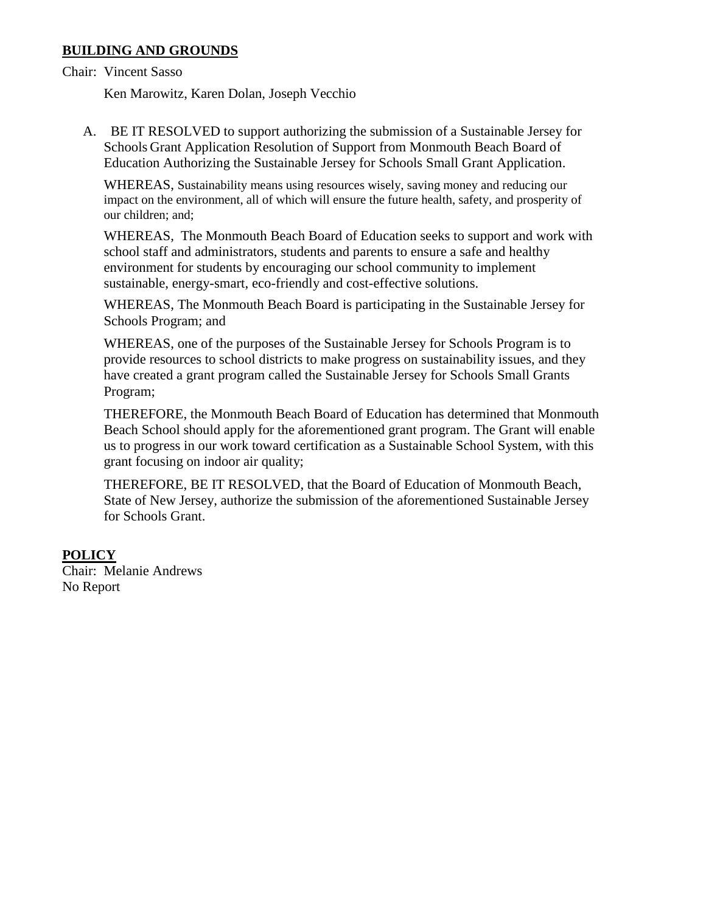**BUILDING AND GROUNDS**

Chair: Vincent Sasso

Ken Marowitz, Karen Dolan, Joseph Vecchio

A. BE IT RESOLVED to support authorizing the submission of a Sustainable Jersey for Schools Grant Application Resolution of Support from Monmouth Beach Board of Education Authorizing the Sustainable Jersey for Schools Small Grant Application.

WHEREAS, Sustainability means using resources wisely, saving money and reducing our impact on the environment, all of which will ensure the future health, safety, and prosperity of our children; and;

WHEREAS, The Monmouth Beach Board of Education seeks to support and work with school staff and administrators, students and parents to ensure a safe and healthy environment for students by encouraging our school community to implement sustainable, energy-smart, eco-friendly and cost-effective solutions.

WHEREAS, The Monmouth Beach Board is participating in the Sustainable Jersey for Schools Program; and

WHEREAS, one of the purposes of the Sustainable Jersey for Schools Program is to provide resources to school districts to make progress on sustainability issues, and they have created a grant program called the Sustainable Jersey for Schools Small Grants Program;

THEREFORE, the Monmouth Beach Board of Education has determined that Monmouth Beach School should apply for the aforementioned grant program. The Grant will enable us to progress in our work toward certification as a Sustainable School System, with this grant focusing on indoor air quality;

THEREFORE, BE IT RESOLVED, that the Board of Education of Monmouth Beach, State of New Jersey, authorize the submission of the aforementioned Sustainable Jersey for Schools Grant.

**POLICY**

Chair: Melanie Andrews

No Report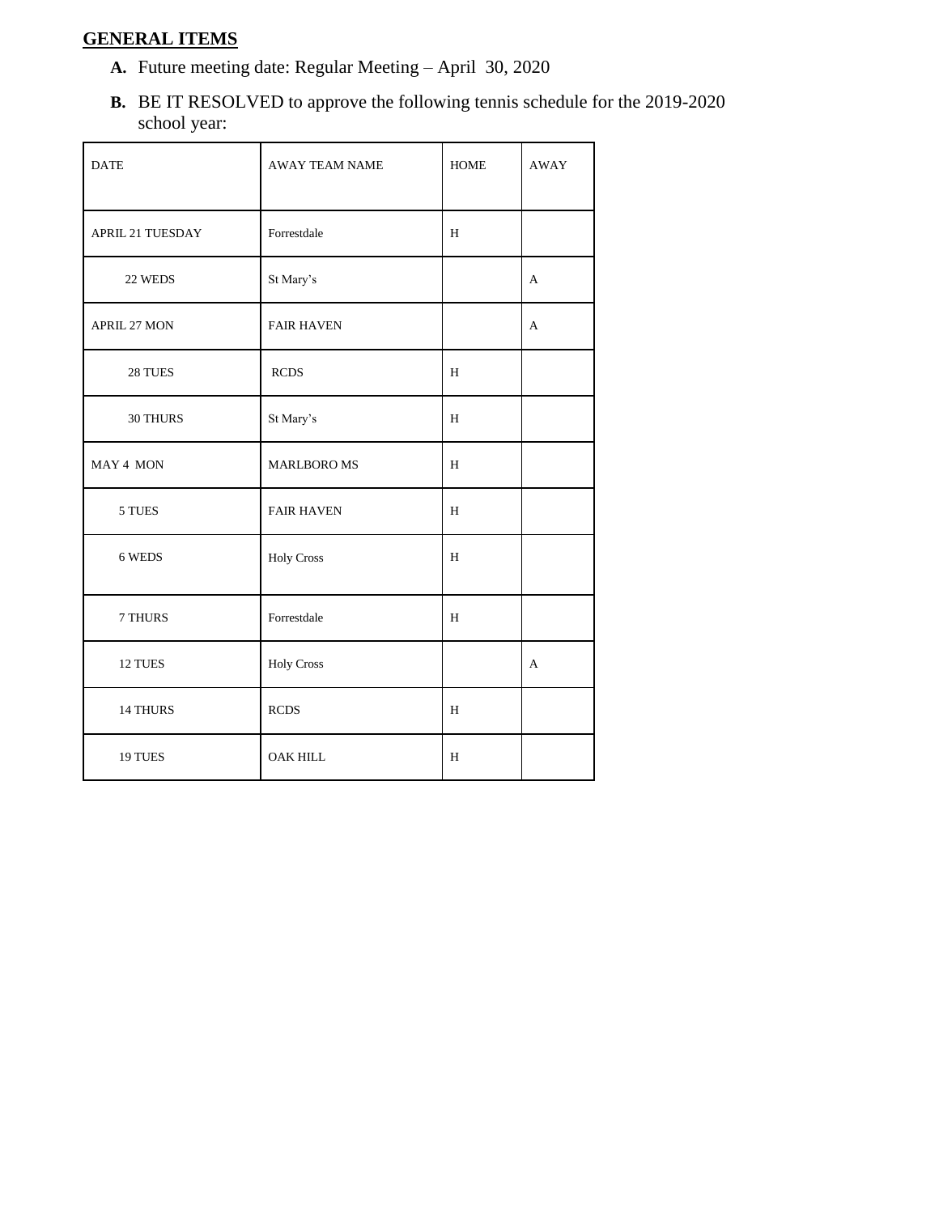## GENERAL ITEMS

**A.** Future meeting date: Regular Meeting – April 30, 2020

**B.** BE IT RESOLVED to approve the following tennis schedule for the 2019-2020 school year:

| DATE | AWAY TEAM NAME | HOME | AWAY |
|---|---|---|---|
| APRIL 21 TUESDAY | Forrestdale | H | |
| 22 WEDS | St Mary's | | A |
| APRIL 27 MON | FAIR HAVEN | | A |
| 28 TUES | RCDS | H | |
| 30 THURS | St Mary's | H | |
| MAY 4 MON | MARLBORO MS | H | |
| 5 TUES | FAIR HAVEN | H | |
| 6 WEDS | Holy Cross | H | |
| 7 THURS | Forrestdale | H | |
| 12 TUES | Holy Cross | | A |
| 14 THURS | RCDS | H | |
| 19 TUES | OAK HILL | H | |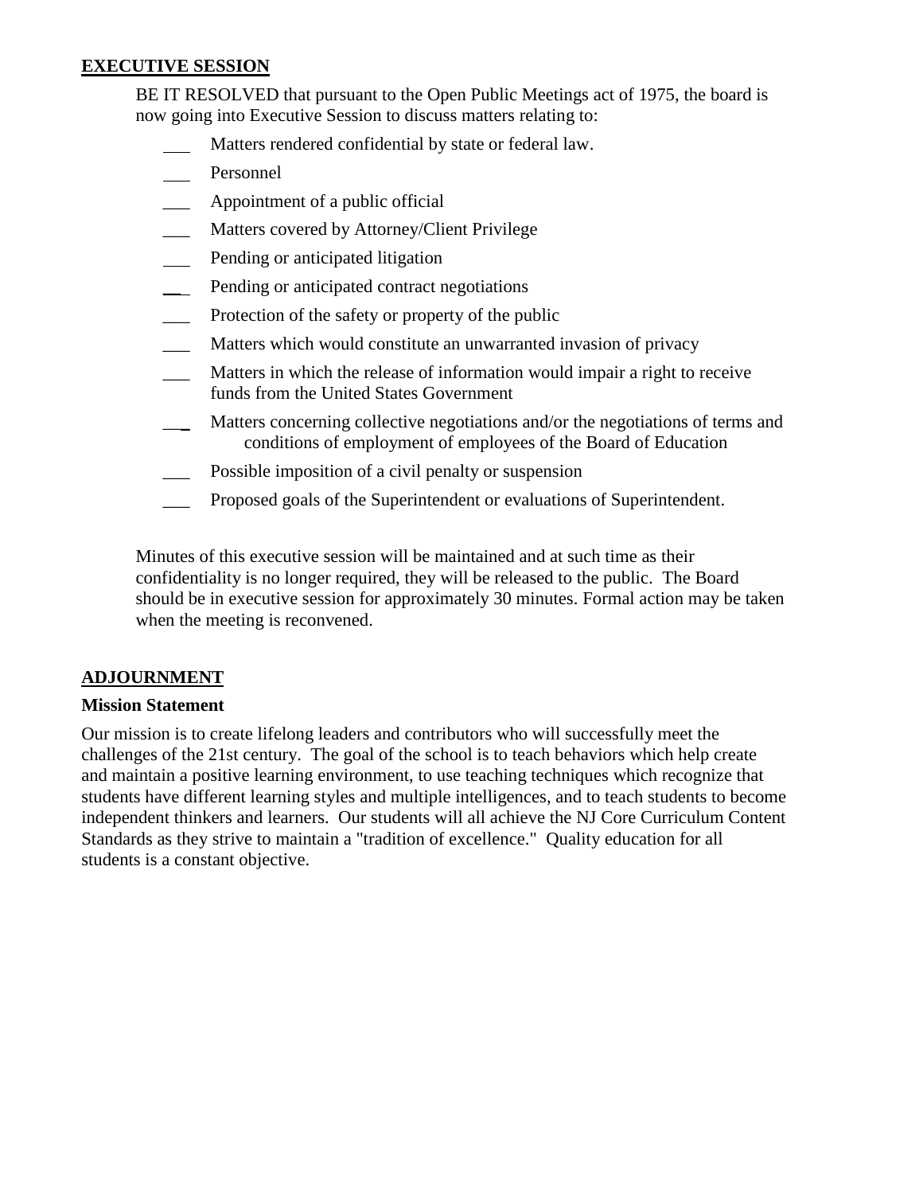## EXECUTIVE SESSION

BE IT RESOLVED that pursuant to the Open Public Meetings act of 1975, the board is now going into Executive Session to discuss matters relating to:

- ___ Matters rendered confidential by state or federal law.
- ___ Personnel
- ___ Appointment of a public official
- ___ Matters covered by Attorney/Client Privilege
- ___ Pending or anticipated litigation
- ___ Pending or anticipated contract negotiations
- ___ Protection of the safety or property of the public
- ___ Matters which would constitute an unwarranted invasion of privacy
- ___ Matters in which the release of information would impair a right to receive funds from the United States Government
- ___ Matters concerning collective negotiations and/or the negotiations of terms and conditions of employment of employees of the Board of Education
- ___ Possible imposition of a civil penalty or suspension
- ___ Proposed goals of the Superintendent or evaluations of Superintendent.

Minutes of this executive session will be maintained and at such time as their confidentiality is no longer required, they will be released to the public. The Board should be in executive session for approximately 30 minutes. Formal action may be taken when the meeting is reconvened.

## ADJOURNMENT

**Mission Statement**

Our mission is to create lifelong leaders and contributors who will successfully meet the challenges of the 21st century. The goal of the school is to teach behaviors which help create and maintain a positive learning environment, to use teaching techniques which recognize that students have different learning styles and multiple intelligences, and to teach students to become independent thinkers and learners. Our students will all achieve the NJ Core Curriculum Content Standards as they strive to maintain a "tradition of excellence." Quality education for all students is a constant objective.